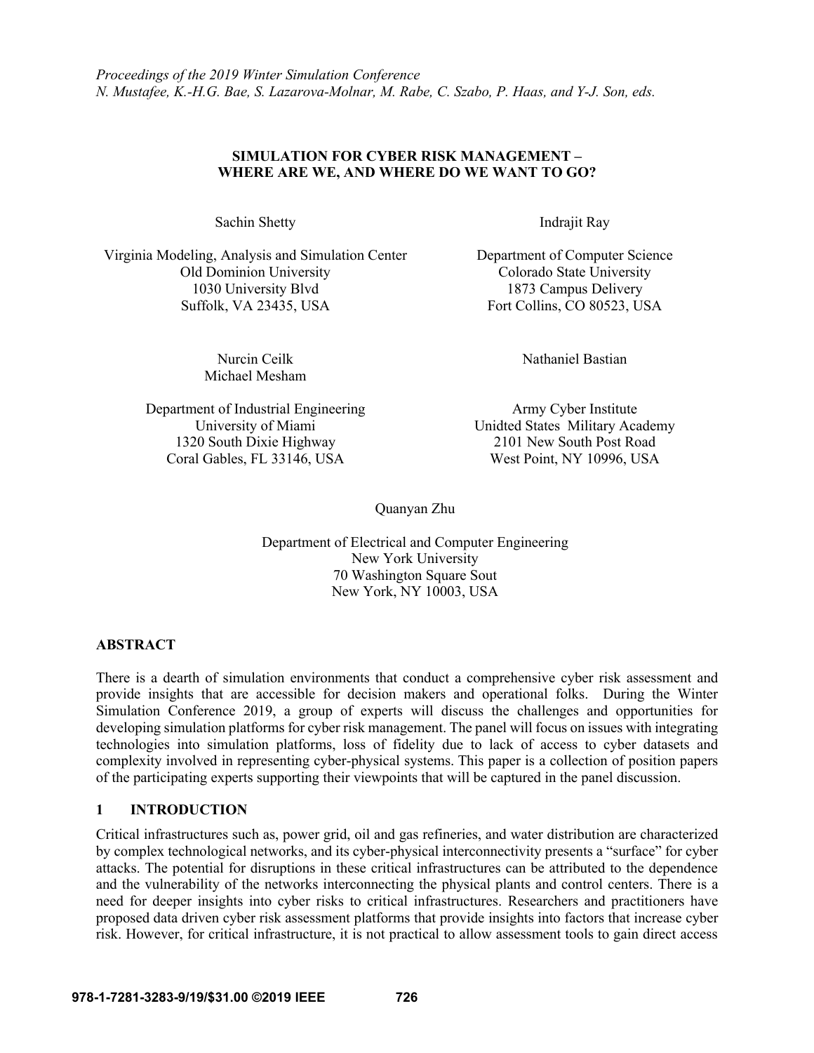*Proceedings of the 2019 Winter Simulation Conference*
*N. Mustafee, K.-H.G. Bae, S. Lazarova-Molnar, M. Rabe, C. Szabo, P. Haas, and Y-J. Son, eds.*

# SIMULATION FOR CYBER RISK MANAGEMENT – WHERE ARE WE, AND WHERE DO WE WANT TO GO?

Sachin Shetty

Virginia Modeling, Analysis and Simulation Center
Old Dominion University
1030 University Blvd
Suffolk, VA 23435, USA

Indrajit Ray

Department of Computer Science
Colorado State University
1873 Campus Delivery
Fort Collins, CO 80523, USA

Nurcin Ceilk
Michael Mesham

Department of Industrial Engineering
University of Miami
1320 South Dixie Highway
Coral Gables, FL 33146, USA

Nathaniel Bastian

Army Cyber Institute
Unidted States Military Academy
2101 New South Post Road
West Point, NY 10996, USA

Quanyan Zhu

Department of Electrical and Computer Engineering
New York University
70 Washington Square Sout
New York, NY 10003, USA

## ABSTRACT

There is a dearth of simulation environments that conduct a comprehensive cyber risk assessment and provide insights that are accessible for decision makers and operational folks. During the Winter Simulation Conference 2019, a group of experts will discuss the challenges and opportunities for developing simulation platforms for cyber risk management. The panel will focus on issues with integrating technologies into simulation platforms, loss of fidelity due to lack of access to cyber datasets and complexity involved in representing cyber-physical systems. This paper is a collection of position papers of the participating experts supporting their viewpoints that will be captured in the panel discussion.

## 1 INTRODUCTION

Critical infrastructures such as, power grid, oil and gas refineries, and water distribution are characterized by complex technological networks, and its cyber-physical interconnectivity presents a "surface" for cyber attacks. The potential for disruptions in these critical infrastructures can be attributed to the dependence and the vulnerability of the networks interconnecting the physical plants and control centers. There is a need for deeper insights into cyber risks to critical infrastructures. Researchers and practitioners have proposed data driven cyber risk assessment platforms that provide insights into factors that increase cyber risk. However, for critical infrastructure, it is not practical to allow assessment tools to gain direct access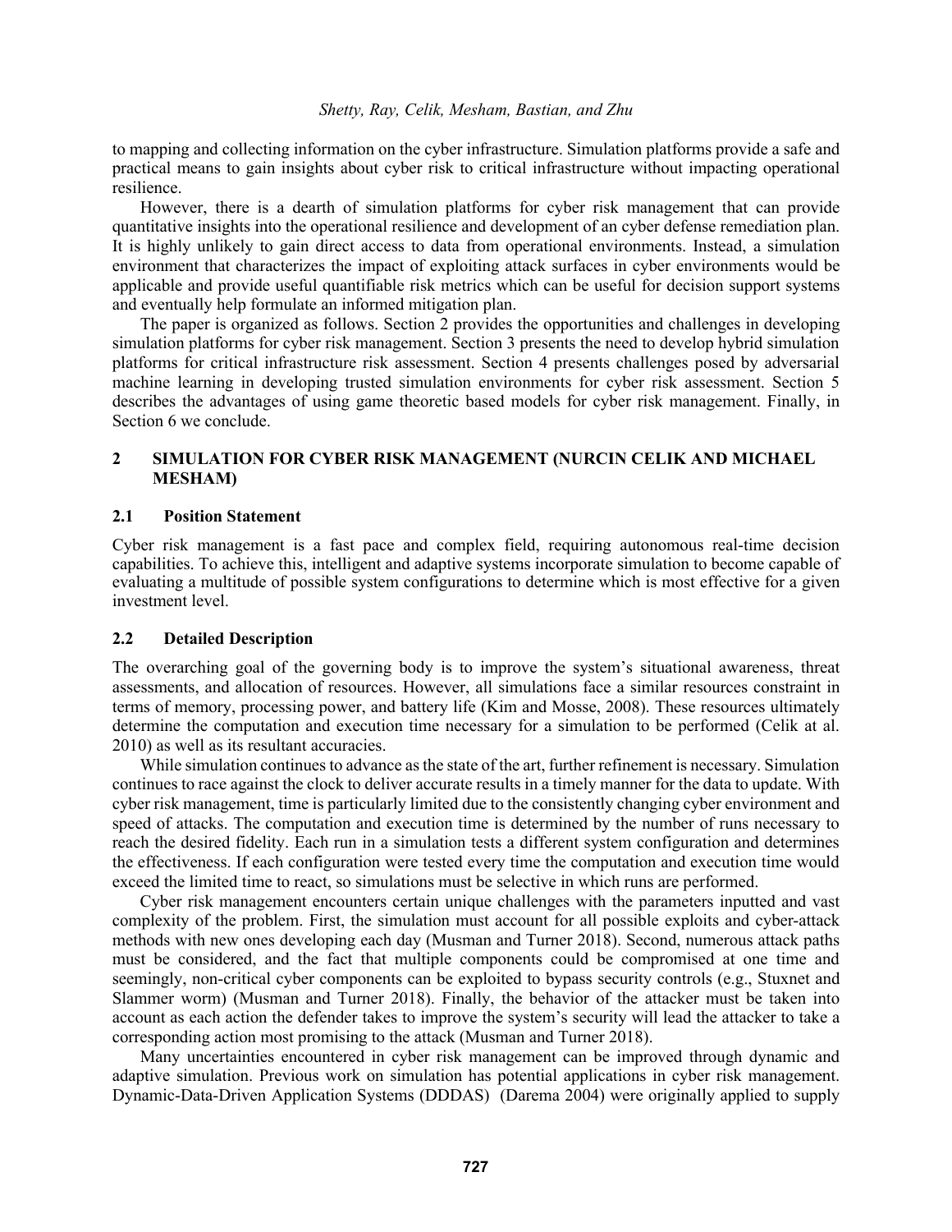to mapping and collecting information on the cyber infrastructure. Simulation platforms provide a safe and practical means to gain insights about cyber risk to critical infrastructure without impacting operational resilience.

However, there is a dearth of simulation platforms for cyber risk management that can provide quantitative insights into the operational resilience and development of an cyber defense remediation plan. It is highly unlikely to gain direct access to data from operational environments. Instead, a simulation environment that characterizes the impact of exploiting attack surfaces in cyber environments would be applicable and provide useful quantifiable risk metrics which can be useful for decision support systems and eventually help formulate an informed mitigation plan.

The paper is organized as follows. Section 2 provides the opportunities and challenges in developing simulation platforms for cyber risk management. Section 3 presents the need to develop hybrid simulation platforms for critical infrastructure risk assessment. Section 4 presents challenges posed by adversarial machine learning in developing trusted simulation environments for cyber risk assessment. Section 5 describes the advantages of using game theoretic based models for cyber risk management. Finally, in Section 6 we conclude.

## 2 SIMULATION FOR CYBER RISK MANAGEMENT (NURCIN CELIK AND MICHAEL MESHAM)

### 2.1 Position Statement

Cyber risk management is a fast pace and complex field, requiring autonomous real-time decision capabilities. To achieve this, intelligent and adaptive systems incorporate simulation to become capable of evaluating a multitude of possible system configurations to determine which is most effective for a given investment level.

### 2.2 Detailed Description

The overarching goal of the governing body is to improve the system's situational awareness, threat assessments, and allocation of resources. However, all simulations face a similar resources constraint in terms of memory, processing power, and battery life (Kim and Mosse, 2008). These resources ultimately determine the computation and execution time necessary for a simulation to be performed (Celik at al. 2010) as well as its resultant accuracies.

While simulation continues to advance as the state of the art, further refinement is necessary. Simulation continues to race against the clock to deliver accurate results in a timely manner for the data to update. With cyber risk management, time is particularly limited due to the consistently changing cyber environment and speed of attacks. The computation and execution time is determined by the number of runs necessary to reach the desired fidelity. Each run in a simulation tests a different system configuration and determines the effectiveness. If each configuration were tested every time the computation and execution time would exceed the limited time to react, so simulations must be selective in which runs are performed.

Cyber risk management encounters certain unique challenges with the parameters inputted and vast complexity of the problem. First, the simulation must account for all possible exploits and cyber-attack methods with new ones developing each day (Musman and Turner 2018). Second, numerous attack paths must be considered, and the fact that multiple components could be compromised at one time and seemingly, non-critical cyber components can be exploited to bypass security controls (e.g., Stuxnet and Slammer worm) (Musman and Turner 2018). Finally, the behavior of the attacker must be taken into account as each action the defender takes to improve the system's security will lead the attacker to take a corresponding action most promising to the attack (Musman and Turner 2018).

Many uncertainties encountered in cyber risk management can be improved through dynamic and adaptive simulation. Previous work on simulation has potential applications in cyber risk management. Dynamic-Data-Driven Application Systems (DDDAS) (Darema 2004) were originally applied to supply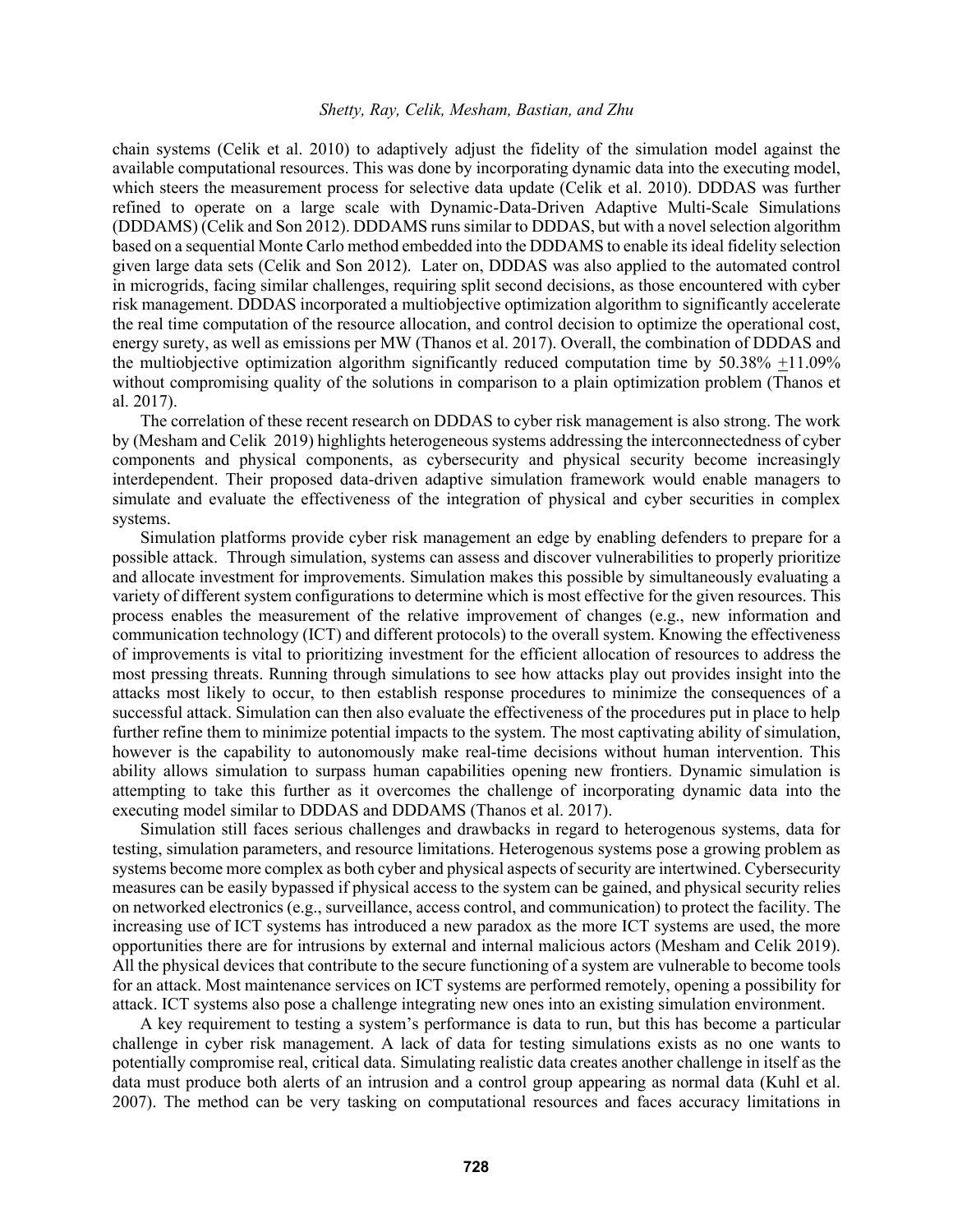chain systems (Celik et al. 2010) to adaptively adjust the fidelity of the simulation model against the available computational resources. This was done by incorporating dynamic data into the executing model, which steers the measurement process for selective data update (Celik et al. 2010). DDDAS was further refined to operate on a large scale with Dynamic-Data-Driven Adaptive Multi-Scale Simulations (DDDAMS) (Celik and Son 2012). DDDAMS runs similar to DDDAS, but with a novel selection algorithm based on a sequential Monte Carlo method embedded into the DDDAMS to enable its ideal fidelity selection given large data sets (Celik and Son 2012). Later on, DDDAS was also applied to the automated control in microgrids, facing similar challenges, requiring split second decisions, as those encountered with cyber risk management. DDDAS incorporated a multiobjective optimization algorithm to significantly accelerate the real time computation of the resource allocation, and control decision to optimize the operational cost, energy surety, as well as emissions per MW (Thanos et al. 2017). Overall, the combination of DDDAS and the multiobjective optimization algorithm significantly reduced computation time by 50.38% $\pm$11.09% without compromising quality of the solutions in comparison to a plain optimization problem (Thanos et al. 2017).

The correlation of these recent research on DDDAS to cyber risk management is also strong. The work by (Mesham and Celik 2019) highlights heterogeneous systems addressing the interconnectedness of cyber components and physical components, as cybersecurity and physical security become increasingly interdependent. Their proposed data-driven adaptive simulation framework would enable managers to simulate and evaluate the effectiveness of the integration of physical and cyber securities in complex systems.

Simulation platforms provide cyber risk management an edge by enabling defenders to prepare for a possible attack. Through simulation, systems can assess and discover vulnerabilities to properly prioritize and allocate investment for improvements. Simulation makes this possible by simultaneously evaluating a variety of different system configurations to determine which is most effective for the given resources. This process enables the measurement of the relative improvement of changes (e.g., new information and communication technology (ICT) and different protocols) to the overall system. Knowing the effectiveness of improvements is vital to prioritizing investment for the efficient allocation of resources to address the most pressing threats. Running through simulations to see how attacks play out provides insight into the attacks most likely to occur, to then establish response procedures to minimize the consequences of a successful attack. Simulation can then also evaluate the effectiveness of the procedures put in place to help further refine them to minimize potential impacts to the system. The most captivating ability of simulation, however is the capability to autonomously make real-time decisions without human intervention. This ability allows simulation to surpass human capabilities opening new frontiers. Dynamic simulation is attempting to take this further as it overcomes the challenge of incorporating dynamic data into the executing model similar to DDDAS and DDDAMS (Thanos et al. 2017).

Simulation still faces serious challenges and drawbacks in regard to heterogenous systems, data for testing, simulation parameters, and resource limitations. Heterogenous systems pose a growing problem as systems become more complex as both cyber and physical aspects of security are intertwined. Cybersecurity measures can be easily bypassed if physical access to the system can be gained, and physical security relies on networked electronics (e.g., surveillance, access control, and communication) to protect the facility. The increasing use of ICT systems has introduced a new paradox as the more ICT systems are used, the more opportunities there are for intrusions by external and internal malicious actors (Mesham and Celik 2019). All the physical devices that contribute to the secure functioning of a system are vulnerable to become tools for an attack. Most maintenance services on ICT systems are performed remotely, opening a possibility for attack. ICT systems also pose a challenge integrating new ones into an existing simulation environment.

A key requirement to testing a system's performance is data to run, but this has become a particular challenge in cyber risk management. A lack of data for testing simulations exists as no one wants to potentially compromise real, critical data. Simulating realistic data creates another challenge in itself as the data must produce both alerts of an intrusion and a control group appearing as normal data (Kuhl et al. 2007). The method can be very tasking on computational resources and faces accuracy limitations in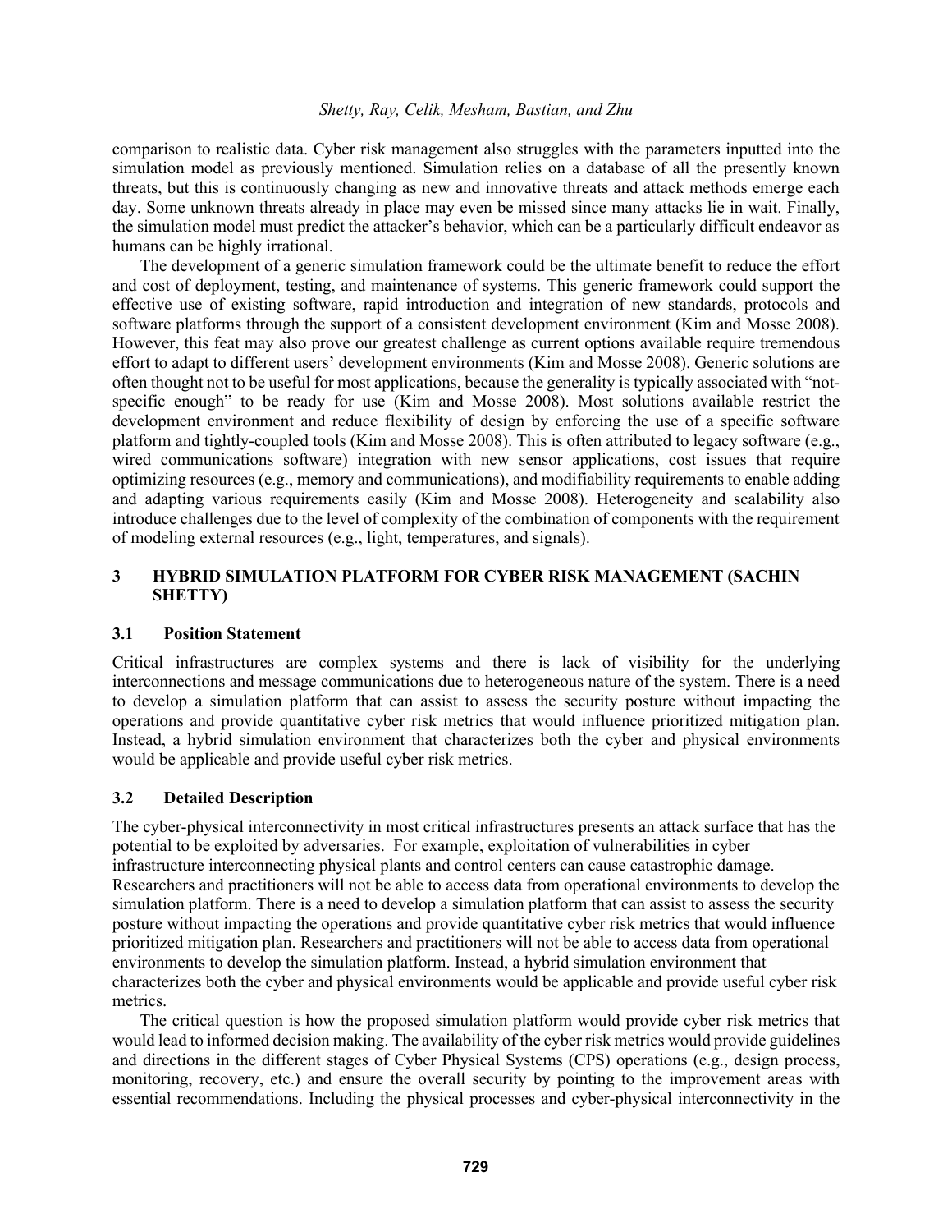comparison to realistic data. Cyber risk management also struggles with the parameters inputted into the simulation model as previously mentioned. Simulation relies on a database of all the presently known threats, but this is continuously changing as new and innovative threats and attack methods emerge each day. Some unknown threats already in place may even be missed since many attacks lie in wait. Finally, the simulation model must predict the attacker's behavior, which can be a particularly difficult endeavor as humans can be highly irrational.

The development of a generic simulation framework could be the ultimate benefit to reduce the effort and cost of deployment, testing, and maintenance of systems. This generic framework could support the effective use of existing software, rapid introduction and integration of new standards, protocols and software platforms through the support of a consistent development environment (Kim and Mosse 2008). However, this feat may also prove our greatest challenge as current options available require tremendous effort to adapt to different users' development environments (Kim and Mosse 2008). Generic solutions are often thought not to be useful for most applications, because the generality is typically associated with "not-specific enough" to be ready for use (Kim and Mosse 2008). Most solutions available restrict the development environment and reduce flexibility of design by enforcing the use of a specific software platform and tightly-coupled tools (Kim and Mosse 2008). This is often attributed to legacy software (e.g., wired communications software) integration with new sensor applications, cost issues that require optimizing resources (e.g., memory and communications), and modifiability requirements to enable adding and adapting various requirements easily (Kim and Mosse 2008). Heterogeneity and scalability also introduce challenges due to the level of complexity of the combination of components with the requirement of modeling external resources (e.g., light, temperatures, and signals).

## 3 HYBRID SIMULATION PLATFORM FOR CYBER RISK MANAGEMENT (SACHIN SHETTY)

### 3.1 Position Statement

Critical infrastructures are complex systems and there is lack of visibility for the underlying interconnections and message communications due to heterogeneous nature of the system. There is a need to develop a simulation platform that can assist to assess the security posture without impacting the operations and provide quantitative cyber risk metrics that would influence prioritized mitigation plan. Instead, a hybrid simulation environment that characterizes both the cyber and physical environments would be applicable and provide useful cyber risk metrics.

### 3.2 Detailed Description

The cyber-physical interconnectivity in most critical infrastructures presents an attack surface that has the potential to be exploited by adversaries. For example, exploitation of vulnerabilities in cyber infrastructure interconnecting physical plants and control centers can cause catastrophic damage. Researchers and practitioners will not be able to access data from operational environments to develop the simulation platform. There is a need to develop a simulation platform that can assist to assess the security posture without impacting the operations and provide quantitative cyber risk metrics that would influence prioritized mitigation plan. Researchers and practitioners will not be able to access data from operational environments to develop the simulation platform. Instead, a hybrid simulation environment that characterizes both the cyber and physical environments would be applicable and provide useful cyber risk metrics.

The critical question is how the proposed simulation platform would provide cyber risk metrics that would lead to informed decision making. The availability of the cyber risk metrics would provide guidelines and directions in the different stages of Cyber Physical Systems (CPS) operations (e.g., design process, monitoring, recovery, etc.) and ensure the overall security by pointing to the improvement areas with essential recommendations. Including the physical processes and cyber-physical interconnectivity in the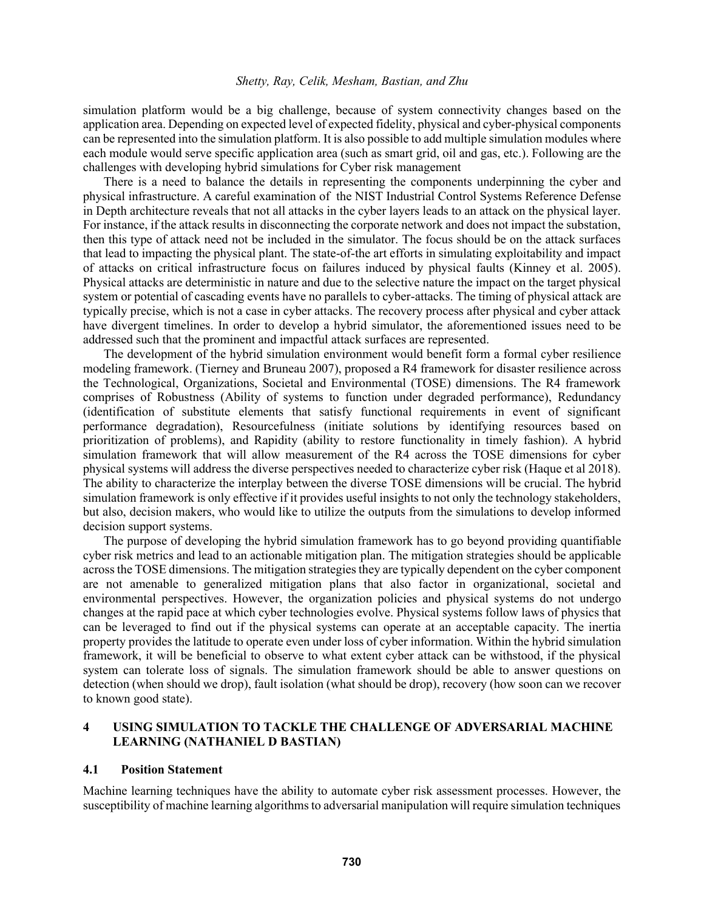simulation platform would be a big challenge, because of system connectivity changes based on the application area. Depending on expected level of expected fidelity, physical and cyber-physical components can be represented into the simulation platform. It is also possible to add multiple simulation modules where each module would serve specific application area (such as smart grid, oil and gas, etc.). Following are the challenges with developing hybrid simulations for Cyber risk management

There is a need to balance the details in representing the components underpinning the cyber and physical infrastructure. A careful examination of the NIST Industrial Control Systems Reference Defense in Depth architecture reveals that not all attacks in the cyber layers leads to an attack on the physical layer. For instance, if the attack results in disconnecting the corporate network and does not impact the substation, then this type of attack need not be included in the simulator. The focus should be on the attack surfaces that lead to impacting the physical plant. The state-of-the art efforts in simulating exploitability and impact of attacks on critical infrastructure focus on failures induced by physical faults (Kinney et al. 2005). Physical attacks are deterministic in nature and due to the selective nature the impact on the target physical system or potential of cascading events have no parallels to cyber-attacks. The timing of physical attack are typically precise, which is not a case in cyber attacks. The recovery process after physical and cyber attack have divergent timelines. In order to develop a hybrid simulator, the aforementioned issues need to be addressed such that the prominent and impactful attack surfaces are represented.

The development of the hybrid simulation environment would benefit form a formal cyber resilience modeling framework. (Tierney and Bruneau 2007), proposed a R4 framework for disaster resilience across the Technological, Organizations, Societal and Environmental (TOSE) dimensions. The R4 framework comprises of Robustness (Ability of systems to function under degraded performance), Redundancy (identification of substitute elements that satisfy functional requirements in event of significant performance degradation), Resourcefulness (initiate solutions by identifying resources based on prioritization of problems), and Rapidity (ability to restore functionality in timely fashion). A hybrid simulation framework that will allow measurement of the R4 across the TOSE dimensions for cyber physical systems will address the diverse perspectives needed to characterize cyber risk (Haque et al 2018). The ability to characterize the interplay between the diverse TOSE dimensions will be crucial. The hybrid simulation framework is only effective if it provides useful insights to not only the technology stakeholders, but also, decision makers, who would like to utilize the outputs from the simulations to develop informed decision support systems.

The purpose of developing the hybrid simulation framework has to go beyond providing quantifiable cyber risk metrics and lead to an actionable mitigation plan. The mitigation strategies should be applicable across the TOSE dimensions. The mitigation strategies they are typically dependent on the cyber component are not amenable to generalized mitigation plans that also factor in organizational, societal and environmental perspectives. However, the organization policies and physical systems do not undergo changes at the rapid pace at which cyber technologies evolve. Physical systems follow laws of physics that can be leveraged to find out if the physical systems can operate at an acceptable capacity. The inertia property provides the latitude to operate even under loss of cyber information. Within the hybrid simulation framework, it will be beneficial to observe to what extent cyber attack can be withstood, if the physical system can tolerate loss of signals. The simulation framework should be able to answer questions on detection (when should we drop), fault isolation (what should be drop), recovery (how soon can we recover to known good state).

## 4 USING SIMULATION TO TACKLE THE CHALLENGE OF ADVERSARIAL MACHINE LEARNING (NATHANIEL D BASTIAN)

### 4.1 Position Statement

Machine learning techniques have the ability to automate cyber risk assessment processes. However, the susceptibility of machine learning algorithms to adversarial manipulation will require simulation techniques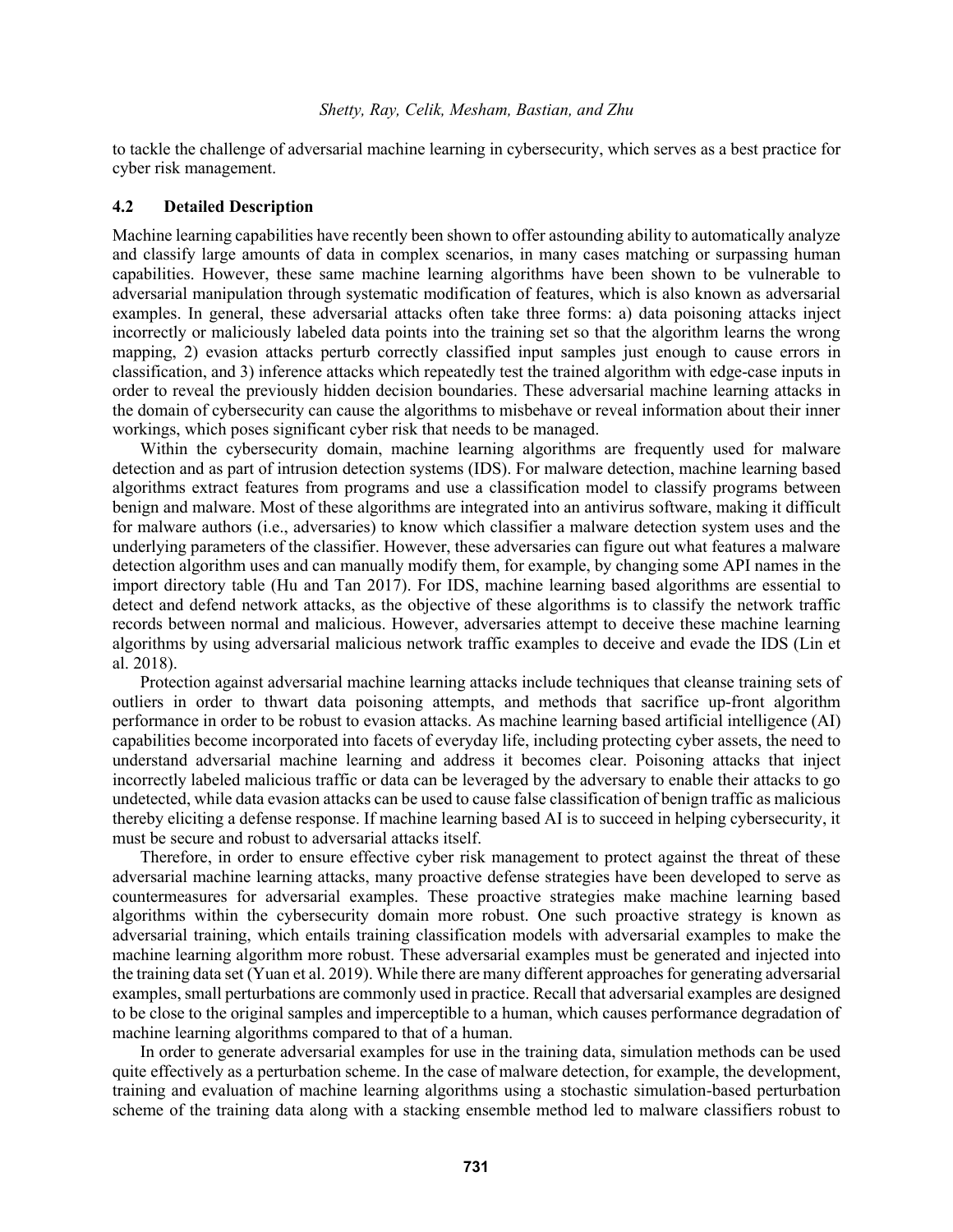to tackle the challenge of adversarial machine learning in cybersecurity, which serves as a best practice for cyber risk management.

### 4.2 Detailed Description

Machine learning capabilities have recently been shown to offer astounding ability to automatically analyze and classify large amounts of data in complex scenarios, in many cases matching or surpassing human capabilities. However, these same machine learning algorithms have been shown to be vulnerable to adversarial manipulation through systematic modification of features, which is also known as adversarial examples. In general, these adversarial attacks often take three forms: a) data poisoning attacks inject incorrectly or maliciously labeled data points into the training set so that the algorithm learns the wrong mapping, 2) evasion attacks perturb correctly classified input samples just enough to cause errors in classification, and 3) inference attacks which repeatedly test the trained algorithm with edge-case inputs in order to reveal the previously hidden decision boundaries. These adversarial machine learning attacks in the domain of cybersecurity can cause the algorithms to misbehave or reveal information about their inner workings, which poses significant cyber risk that needs to be managed.

Within the cybersecurity domain, machine learning algorithms are frequently used for malware detection and as part of intrusion detection systems (IDS). For malware detection, machine learning based algorithms extract features from programs and use a classification model to classify programs between benign and malware. Most of these algorithms are integrated into an antivirus software, making it difficult for malware authors (i.e., adversaries) to know which classifier a malware detection system uses and the underlying parameters of the classifier. However, these adversaries can figure out what features a malware detection algorithm uses and can manually modify them, for example, by changing some API names in the import directory table (Hu and Tan 2017). For IDS, machine learning based algorithms are essential to detect and defend network attacks, as the objective of these algorithms is to classify the network traffic records between normal and malicious. However, adversaries attempt to deceive these machine learning algorithms by using adversarial malicious network traffic examples to deceive and evade the IDS (Lin et al. 2018).

Protection against adversarial machine learning attacks include techniques that cleanse training sets of outliers in order to thwart data poisoning attempts, and methods that sacrifice up-front algorithm performance in order to be robust to evasion attacks. As machine learning based artificial intelligence (AI) capabilities become incorporated into facets of everyday life, including protecting cyber assets, the need to understand adversarial machine learning and address it becomes clear. Poisoning attacks that inject incorrectly labeled malicious traffic or data can be leveraged by the adversary to enable their attacks to go undetected, while data evasion attacks can be used to cause false classification of benign traffic as malicious thereby eliciting a defense response. If machine learning based AI is to succeed in helping cybersecurity, it must be secure and robust to adversarial attacks itself.

Therefore, in order to ensure effective cyber risk management to protect against the threat of these adversarial machine learning attacks, many proactive defense strategies have been developed to serve as countermeasures for adversarial examples. These proactive strategies make machine learning based algorithms within the cybersecurity domain more robust. One such proactive strategy is known as adversarial training, which entails training classification models with adversarial examples to make the machine learning algorithm more robust. These adversarial examples must be generated and injected into the training data set (Yuan et al. 2019). While there are many different approaches for generating adversarial examples, small perturbations are commonly used in practice. Recall that adversarial examples are designed to be close to the original samples and imperceptible to a human, which causes performance degradation of machine learning algorithms compared to that of a human.

In order to generate adversarial examples for use in the training data, simulation methods can be used quite effectively as a perturbation scheme. In the case of malware detection, for example, the development, training and evaluation of machine learning algorithms using a stochastic simulation-based perturbation scheme of the training data along with a stacking ensemble method led to malware classifiers robust to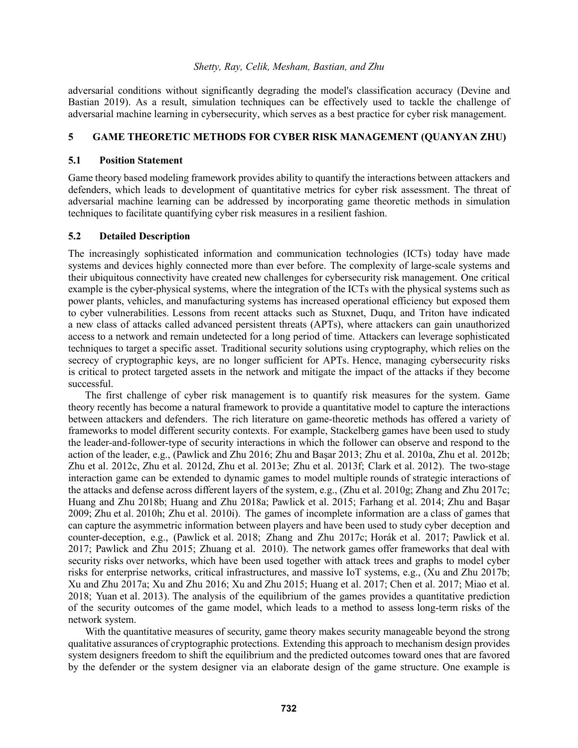adversarial conditions without significantly degrading the model's classification accuracy (Devine and Bastian 2019). As a result, simulation techniques can be effectively used to tackle the challenge of adversarial machine learning in cybersecurity, which serves as a best practice for cyber risk management.

## 5 GAME THEORETIC METHODS FOR CYBER RISK MANAGEMENT (QUANYAN ZHU)

### 5.1 Position Statement

Game theory based modeling framework provides ability to quantify the interactions between attackers and defenders, which leads to development of quantitative metrics for cyber risk assessment. The threat of adversarial machine learning can be addressed by incorporating game theoretic methods in simulation techniques to facilitate quantifying cyber risk measures in a resilient fashion.

### 5.2 Detailed Description

The increasingly sophisticated information and communication technologies (ICTs) today have made systems and devices highly connected more than ever before. The complexity of large-scale systems and their ubiquitous connectivity have created new challenges for cybersecurity risk management. One critical example is the cyber-physical systems, where the integration of the ICTs with the physical systems such as power plants, vehicles, and manufacturing systems has increased operational efficiency but exposed them to cyber vulnerabilities. Lessons from recent attacks such as Stuxnet, Duqu, and Triton have indicated a new class of attacks called advanced persistent threats (APTs), where attackers can gain unauthorized access to a network and remain undetected for a long period of time. Attackers can leverage sophisticated techniques to target a specific asset. Traditional security solutions using cryptography, which relies on the secrecy of cryptographic keys, are no longer sufficient for APTs. Hence, managing cybersecurity risks is critical to protect targeted assets in the network and mitigate the impact of the attacks if they become successful.

The first challenge of cyber risk management is to quantify risk measures for the system. Game theory recently has become a natural framework to provide a quantitative model to capture the interactions between attackers and defenders. The rich literature on game-theoretic methods has offered a variety of frameworks to model different security contexts. For example, Stackelberg games have been used to study the leader-and-follower-type of security interactions in which the follower can observe and respond to the action of the leader, e.g., (Pawlick and Zhu 2016; Zhu and Başar 2013; Zhu et al. 2010a, Zhu et al. 2012b; Zhu et al. 2012c, Zhu et al. 2012d, Zhu et al. 2013e; Zhu et al. 2013f; Clark et al. 2012). The two-stage interaction game can be extended to dynamic games to model multiple rounds of strategic interactions of the attacks and defense across different layers of the system, e.g., (Zhu et al. 2010g; Zhang and Zhu 2017c; Huang and Zhu 2018b; Huang and Zhu 2018a; Pawlick et al. 2015; Farhang et al. 2014; Zhu and Başar 2009; Zhu et al. 2010h; Zhu et al. 2010i). The games of incomplete information are a class of games that can capture the asymmetric information between players and have been used to study cyber deception and counter-deception, e.g., (Pawlick et al. 2018; Zhang and Zhu 2017c; Horák et al. 2017; Pawlick et al. 2017; Pawlick and Zhu 2015; Zhuang et al. 2010). The network games offer frameworks that deal with security risks over networks, which have been used together with attack trees and graphs to model cyber risks for enterprise networks, critical infrastructures, and massive IoT systems, e.g., (Xu and Zhu 2017b; Xu and Zhu 2017a; Xu and Zhu 2016; Xu and Zhu 2015; Huang et al. 2017; Chen et al. 2017; Miao et al. 2018; Yuan et al. 2013). The analysis of the equilibrium of the games provides a quantitative prediction of the security outcomes of the game model, which leads to a method to assess long-term risks of the network system.

With the quantitative measures of security, game theory makes security manageable beyond the strong qualitative assurances of cryptographic protections. Extending this approach to mechanism design provides system designers freedom to shift the equilibrium and the predicted outcomes toward ones that are favored by the defender or the system designer via an elaborate design of the game structure. One example is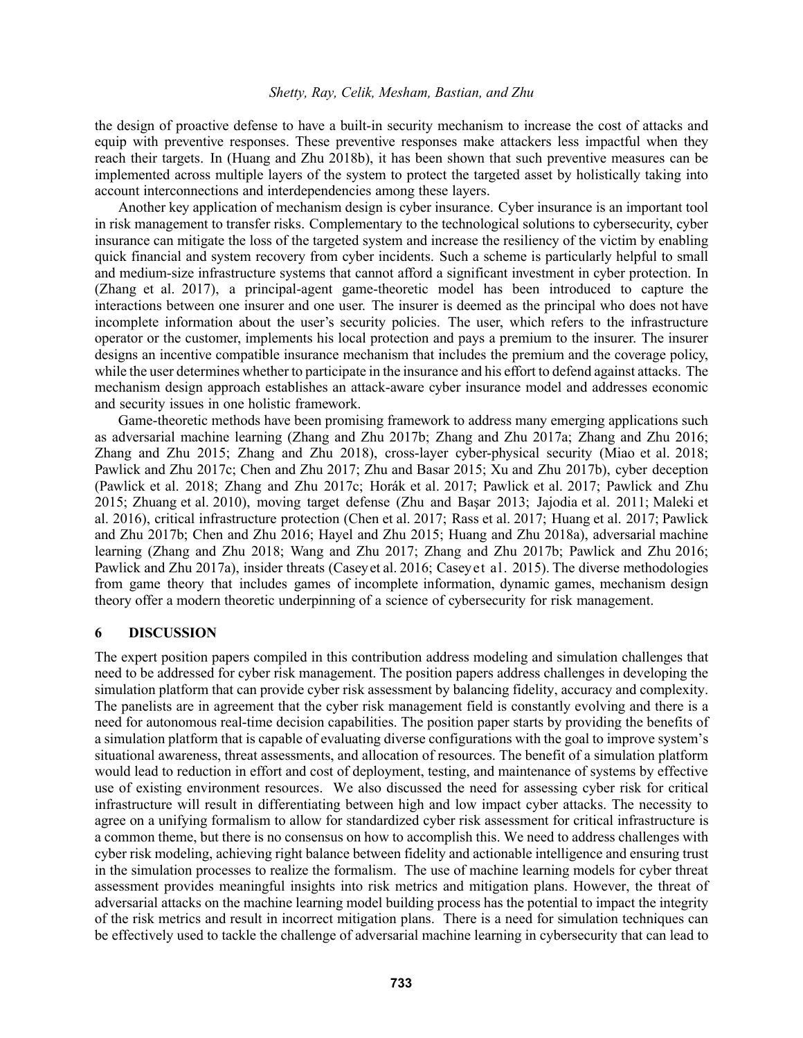the design of proactive defense to have a built-in security mechanism to increase the cost of attacks and equip with preventive responses. These preventive responses make attackers less impactful when they reach their targets. In (Huang and Zhu 2018b), it has been shown that such preventive measures can be implemented across multiple layers of the system to protect the targeted asset by holistically taking into account interconnections and interdependencies among these layers.

Another key application of mechanism design is cyber insurance. Cyber insurance is an important tool in risk management to transfer risks. Complementary to the technological solutions to cybersecurity, cyber insurance can mitigate the loss of the targeted system and increase the resiliency of the victim by enabling quick financial and system recovery from cyber incidents. Such a scheme is particularly helpful to small and medium-size infrastructure systems that cannot afford a significant investment in cyber protection. In (Zhang et al. 2017), a principal-agent game-theoretic model has been introduced to capture the interactions between one insurer and one user. The insurer is deemed as the principal who does not have incomplete information about the user's security policies. The user, which refers to the infrastructure operator or the customer, implements his local protection and pays a premium to the insurer. The insurer designs an incentive compatible insurance mechanism that includes the premium and the coverage policy, while the user determines whether to participate in the insurance and his effort to defend against attacks. The mechanism design approach establishes an attack-aware cyber insurance model and addresses economic and security issues in one holistic framework.

Game-theoretic methods have been promising framework to address many emerging applications such as adversarial machine learning (Zhang and Zhu 2017b; Zhang and Zhu 2017a; Zhang and Zhu 2016; Zhang and Zhu 2015; Zhang and Zhu 2018), cross-layer cyber-physical security (Miao et al. 2018; Pawlick and Zhu 2017c; Chen and Zhu 2017; Zhu and Basar 2015; Xu and Zhu 2017b), cyber deception (Pawlick et al. 2018; Zhang and Zhu 2017c; Horák et al. 2017; Pawlick et al. 2017; Pawlick and Zhu 2015; Zhuang et al. 2010), moving target defense (Zhu and Başar 2013; Jajodia et al. 2011; Maleki et al. 2016), critical infrastructure protection (Chen et al. 2017; Rass et al. 2017; Huang et al. 2017; Pawlick and Zhu 2017b; Chen and Zhu 2016; Hayel and Zhu 2015; Huang and Zhu 2018a), adversarial machine learning (Zhang and Zhu 2018; Wang and Zhu 2017; Zhang and Zhu 2017b; Pawlick and Zhu 2016; Pawlick and Zhu 2017a), insider threats (Casey et al. 2016; Casey et al. 2015). The diverse methodologies from game theory that includes games of incomplete information, dynamic games, mechanism design theory offer a modern theoretic underpinning of a science of cybersecurity for risk management.

## 6 DISCUSSION

The expert position papers compiled in this contribution address modeling and simulation challenges that need to be addressed for cyber risk management. The position papers address challenges in developing the simulation platform that can provide cyber risk assessment by balancing fidelity, accuracy and complexity. The panelists are in agreement that the cyber risk management field is constantly evolving and there is a need for autonomous real-time decision capabilities. The position paper starts by providing the benefits of a simulation platform that is capable of evaluating diverse configurations with the goal to improve system's situational awareness, threat assessments, and allocation of resources. The benefit of a simulation platform would lead to reduction in effort and cost of deployment, testing, and maintenance of systems by effective use of existing environment resources. We also discussed the need for assessing cyber risk for critical infrastructure will result in differentiating between high and low impact cyber attacks. The necessity to agree on a unifying formalism to allow for standardized cyber risk assessment for critical infrastructure is a common theme, but there is no consensus on how to accomplish this. We need to address challenges with cyber risk modeling, achieving right balance between fidelity and actionable intelligence and ensuring trust in the simulation processes to realize the formalism. The use of machine learning models for cyber threat assessment provides meaningful insights into risk metrics and mitigation plans. However, the threat of adversarial attacks on the machine learning model building process has the potential to impact the integrity of the risk metrics and result in incorrect mitigation plans. There is a need for simulation techniques can be effectively used to tackle the challenge of adversarial machine learning in cybersecurity that can lead to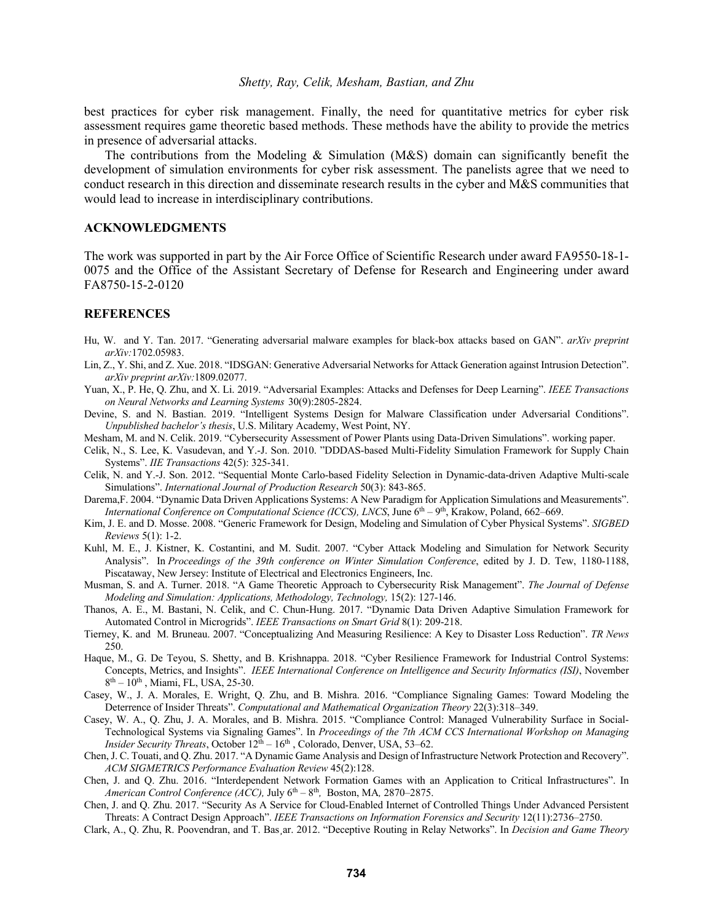best practices for cyber risk management. Finally, the need for quantitative metrics for cyber risk assessment requires game theoretic based methods. These methods have the ability to provide the metrics in presence of adversarial attacks.

The contributions from the Modeling & Simulation (M&S) domain can significantly benefit the development of simulation environments for cyber risk assessment. The panelists agree that we need to conduct research in this direction and disseminate research results in the cyber and M&S communities that would lead to increase in interdisciplinary contributions.

## ACKNOWLEDGMENTS

The work was supported in part by the Air Force Office of Scientific Research under award FA9550-18-1-0075 and the Office of the Assistant Secretary of Defense for Research and Engineering under award FA8750-15-2-0120

## REFERENCES

Hu, W. and Y. Tan. 2017. "Generating adversarial malware examples for black-box attacks based on GAN". *arXiv preprint arXiv:*1702.05983.

Lin, Z., Y. Shi, and Z. Xue. 2018. "IDSGAN: Generative Adversarial Networks for Attack Generation against Intrusion Detection". *arXiv preprint arXiv:*1809.02077.

Yuan, X., P. He, Q. Zhu, and X. Li. 2019. "Adversarial Examples: Attacks and Defenses for Deep Learning". *IEEE Transactions on Neural Networks and Learning Systems* 30(9):2805-2824.

Devine, S. and N. Bastian. 2019. "Intelligent Systems Design for Malware Classification under Adversarial Conditions". *Unpublished bachelor's thesis*, U.S. Military Academy, West Point, NY.

Mesham, M. and N. Celik. 2019. "Cybersecurity Assessment of Power Plants using Data-Driven Simulations". working paper.

Celik, N., S. Lee, K. Vasudevan, and Y.-J. Son. 2010. "DDDAS-based Multi-Fidelity Simulation Framework for Supply Chain Systems". *IIE Transactions* 42(5): 325-341.

Celik, N. and Y.-J. Son. 2012. "Sequential Monte Carlo-based Fidelity Selection in Dynamic-data-driven Adaptive Multi-scale Simulations". *International Journal of Production Research* 50(3): 843-865.

Darema,F. 2004. "Dynamic Data Driven Applications Systems: A New Paradigm for Application Simulations and Measurements". *International Conference on Computational Science (ICCS), LNCS*, June 6th – 9th, Krakow, Poland, 662–669.

Kim, J. E. and D. Mosse. 2008. "Generic Framework for Design, Modeling and Simulation of Cyber Physical Systems". *SIGBED Reviews* 5(1): 1-2.

Kuhl, M. E., J. Kistner, K. Costantini, and M. Sudit. 2007. "Cyber Attack Modeling and Simulation for Network Security Analysis". In *Proceedings of the 39th conference on Winter Simulation Conference*, edited by J. D. Tew, 1180-1188, Piscataway, New Jersey: Institute of Electrical and Electronics Engineers, Inc.

Musman, S. and A. Turner. 2018. "A Game Theoretic Approach to Cybersecurity Risk Management". *The Journal of Defense Modeling and Simulation: Applications, Methodology, Technology,* 15(2): 127-146.

Thanos, A. E., M. Bastani, N. Celik, and C. Chun-Hung. 2017. "Dynamic Data Driven Adaptive Simulation Framework for Automated Control in Microgrids". *IEEE Transactions on Smart Grid* 8(1): 209-218.

Tierney, K. and M. Bruneau. 2007. "Conceptualizing And Measuring Resilience: A Key to Disaster Loss Reduction". *TR News* 250.

Haque, M., G. De Teyou, S. Shetty, and B. Krishnappa. 2018. "Cyber Resilience Framework for Industrial Control Systems: Concepts, Metrics, and Insights". *IEEE International Conference on Intelligence and Security Informatics (ISI)*, November 8th – 10th, Miami, FL, USA, 25-30.

Casey, W., J. A. Morales, E. Wright, Q. Zhu, and B. Mishra. 2016. "Compliance Signaling Games: Toward Modeling the Deterrence of Insider Threats". *Computational and Mathematical Organization Theory* 22(3):318–349.

Casey, W. A., Q. Zhu, J. A. Morales, and B. Mishra. 2015. "Compliance Control: Managed Vulnerability Surface in Social-Technological Systems via Signaling Games". In *Proceedings of the 7th ACM CCS International Workshop on Managing Insider Security Threats*, October 12th – 16th, Colorado, Denver, USA, 53–62.

Chen, J. C. Touati, and Q. Zhu. 2017. "A Dynamic Game Analysis and Design of Infrastructure Network Protection and Recovery". *ACM SIGMETRICS Performance Evaluation Review* 45(2):128.

Chen, J. and Q. Zhu. 2016. "Interdependent Network Formation Games with an Application to Critical Infrastructures". In *American Control Conference (ACC),* July 6th – 8th, Boston, MA, 2870–2875.

Chen, J. and Q. Zhu. 2017. "Security As A Service for Cloud-Enabled Internet of Controlled Things Under Advanced Persistent Threats: A Contract Design Approach". *IEEE Transactions on Information Forensics and Security* 12(11):2736–2750.

Clark, A., Q. Zhu, R. Poovendran, and T. Başar. 2012. "Deceptive Routing in Relay Networks". In *Decision and Game Theory*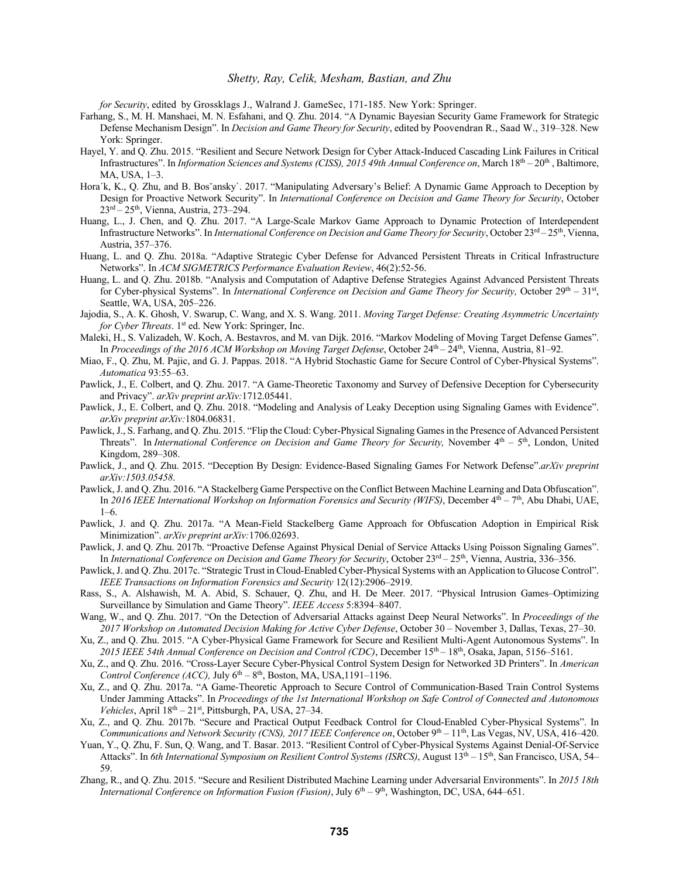*for Security*, edited by Grossklags J., Walrand J. GameSec, 171-185. New York: Springer.

Farhang, S., M. H. Manshaei, M. N. Esfahani, and Q. Zhu. 2014. "A Dynamic Bayesian Security Game Framework for Strategic Defense Mechanism Design". In *Decision and Game Theory for Security*, edited by Poovendran R., Saad W., 319–328. New York: Springer.

Hayel, Y. and Q. Zhu. 2015. "Resilient and Secure Network Design for Cyber Attack-Induced Cascading Link Failures in Critical Infrastructures". In *Information Sciences and Systems (CISS), 2015 49th Annual Conference on*, March 18th – 20th , Baltimore, MA, USA, 1–3.

Hora´k, K., Q. Zhu, and B. Bosˇansky`. 2017. "Manipulating Adversary's Belief: A Dynamic Game Approach to Deception by Design for Proactive Network Security". In *International Conference on Decision and Game Theory for Security*, October 23rd – 25th, Vienna, Austria, 273–294.

Huang, L., J. Chen, and Q. Zhu. 2017. "A Large-Scale Markov Game Approach to Dynamic Protection of Interdependent Infrastructure Networks". In *International Conference on Decision and Game Theory for Security*, October 23rd – 25th, Vienna, Austria, 357–376.

Huang, L. and Q. Zhu. 2018a. "Adaptive Strategic Cyber Defense for Advanced Persistent Threats in Critical Infrastructure Networks". In *ACM SIGMETRICS Performance Evaluation Review*, 46(2):52-56.

Huang, L. and Q. Zhu. 2018b. "Analysis and Computation of Adaptive Defense Strategies Against Advanced Persistent Threats for Cyber-physical Systems". In *International Conference on Decision and Game Theory for Security,* October 29th – 31st, Seattle, WA, USA, 205–226.

Jajodia, S., A. K. Ghosh, V. Swarup, C. Wang, and X. S. Wang. 2011. *Moving Target Defense: Creating Asymmetric Uncertainty for Cyber Threats*. 1st ed. New York: Springer, Inc.

Maleki, H., S. Valizadeh, W. Koch, A. Bestavros, and M. van Dijk. 2016. "Markov Modeling of Moving Target Defense Games". In *Proceedings of the 2016 ACM Workshop on Moving Target Defense*, October 24th – 24th, Vienna, Austria, 81–92.

Miao, F., Q. Zhu, M. Pajic, and G. J. Pappas. 2018. "A Hybrid Stochastic Game for Secure Control of Cyber-Physical Systems". *Automatica* 93:55–63.

Pawlick, J., E. Colbert, and Q. Zhu. 2017. "A Game-Theoretic Taxonomy and Survey of Defensive Deception for Cybersecurity and Privacy". *arXiv preprint arXiv:*1712.05441.

Pawlick, J., E. Colbert, and Q. Zhu. 2018. "Modeling and Analysis of Leaky Deception using Signaling Games with Evidence". *arXiv preprint arXiv:*1804.06831.

Pawlick, J., S. Farhang, and Q. Zhu. 2015. "Flip the Cloud: Cyber-Physical Signaling Games in the Presence of Advanced Persistent Threats". In *International Conference on Decision and Game Theory for Security,* November 4th – 5th, London, United Kingdom, 289–308.

Pawlick, J., and Q. Zhu. 2015. "Deception By Design: Evidence-Based Signaling Games For Network Defense".*arXiv preprint arXiv:1503.05458*.

Pawlick, J. and Q. Zhu. 2016. "A Stackelberg Game Perspective on the Conflict Between Machine Learning and Data Obfuscation". In *2016 IEEE International Workshop on Information Forensics and Security (WIFS)*, December 4th – 7th, Abu Dhabi, UAE, 1–6.

Pawlick, J. and Q. Zhu. 2017a. "A Mean-Field Stackelberg Game Approach for Obfuscation Adoption in Empirical Risk Minimization". *arXiv preprint arXiv:*1706.02693.

Pawlick, J. and Q. Zhu. 2017b. "Proactive Defense Against Physical Denial of Service Attacks Using Poisson Signaling Games". In *International Conference on Decision and Game Theory for Security*, October 23rd – 25th, Vienna, Austria, 336–356.

Pawlick, J. and Q. Zhu. 2017c. "Strategic Trust in Cloud-Enabled Cyber-Physical Systems with an Application to Glucose Control". *IEEE Transactions on Information Forensics and Security* 12(12):2906–2919.

Rass, S., A. Alshawish, M. A. Abid, S. Schauer, Q. Zhu, and H. De Meer. 2017. "Physical Intrusion Games–Optimizing Surveillance by Simulation and Game Theory". *IEEE Access* 5:8394–8407.

Wang, W., and Q. Zhu. 2017. "On the Detection of Adversarial Attacks against Deep Neural Networks". In *Proceedings of the 2017 Workshop on Automated Decision Making for Active Cyber Defense*, October 30 – November 3, Dallas, Texas, 27–30.

Xu, Z., and Q. Zhu. 2015. "A Cyber-Physical Game Framework for Secure and Resilient Multi-Agent Autonomous Systems". In *2015 IEEE 54th Annual Conference on Decision and Control (CDC)*, December 15th – 18th, Osaka, Japan, 5156–5161.

Xu, Z., and Q. Zhu. 2016. "Cross-Layer Secure Cyber-Physical Control System Design for Networked 3D Printers". In *American Control Conference (ACC),* July 6th – 8th, Boston, MA, USA,1191–1196.

Xu, Z., and Q. Zhu. 2017a. "A Game-Theoretic Approach to Secure Control of Communication-Based Train Control Systems Under Jamming Attacks". In *Proceedings of the 1st International Workshop on Safe Control of Connected and Autonomous Vehicles*, April 18th – 21st, Pittsburgh, PA, USA, 27–34.

Xu, Z., and Q. Zhu. 2017b. "Secure and Practical Output Feedback Control for Cloud-Enabled Cyber-Physical Systems". In *Communications and Network Security (CNS), 2017 IEEE Conference on*, October 9th – 11th, Las Vegas, NV, USA, 416–420.

Yuan, Y., Q. Zhu, F. Sun, Q. Wang, and T. Basar. 2013. "Resilient Control of Cyber-Physical Systems Against Denial-Of-Service Attacks". In *6th International Symposium on Resilient Control Systems (ISRCS)*, August 13th – 15th, San Francisco, USA, 54–59.

Zhang, R., and Q. Zhu. 2015. "Secure and Resilient Distributed Machine Learning under Adversarial Environments". In *2015 18th International Conference on Information Fusion (Fusion)*, July 6th – 9th, Washington, DC, USA, 644–651.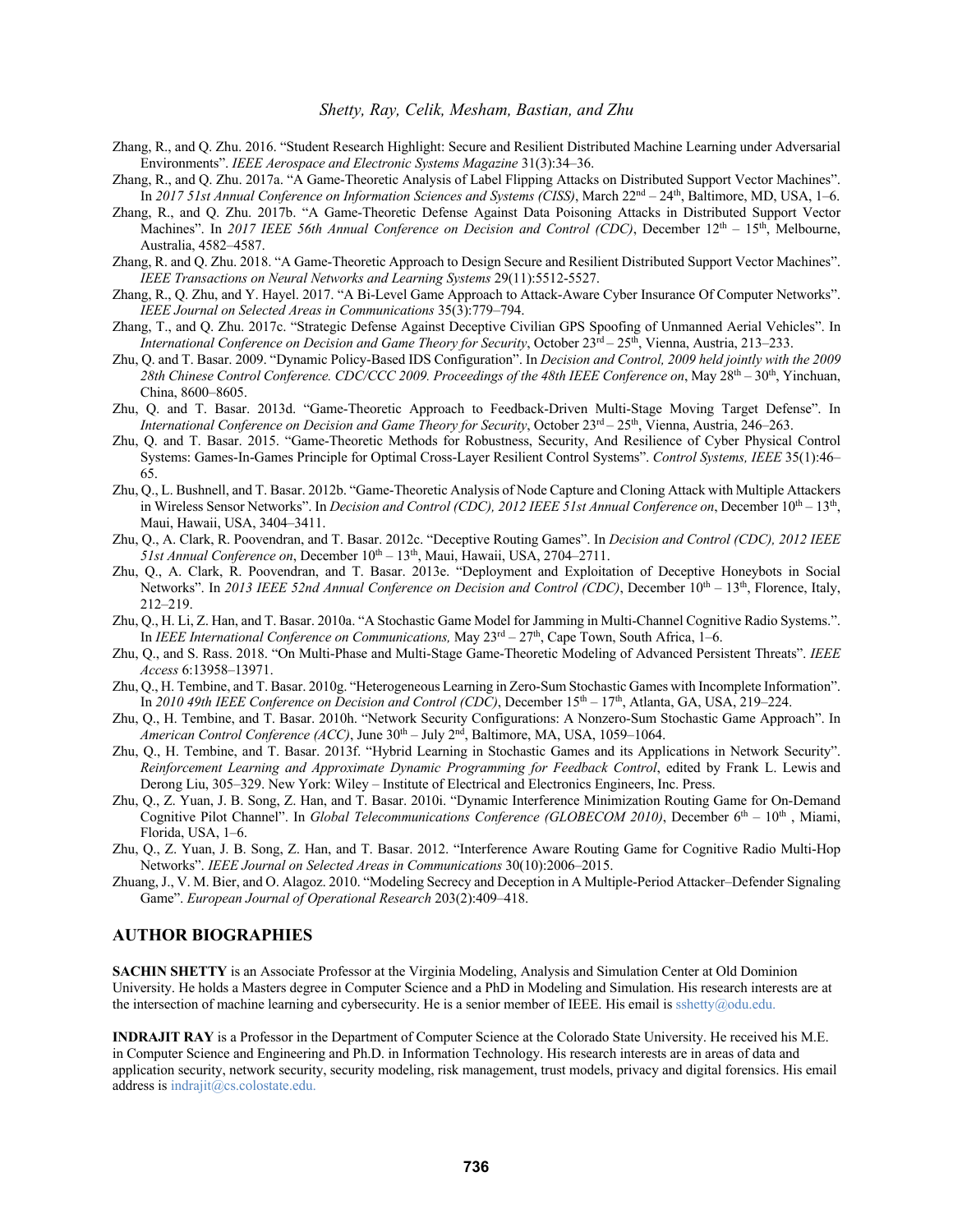Zhang, R., and Q. Zhu. 2016. "Student Research Highlight: Secure and Resilient Distributed Machine Learning under Adversarial Environments". *IEEE Aerospace and Electronic Systems Magazine* 31(3):34–36.

Zhang, R., and Q. Zhu. 2017a. "A Game-Theoretic Analysis of Label Flipping Attacks on Distributed Support Vector Machines". In *2017 51st Annual Conference on Information Sciences and Systems (CISS)*, March 22nd – 24th, Baltimore, MD, USA, 1–6.

Zhang, R., and Q. Zhu. 2017b. "A Game-Theoretic Defense Against Data Poisoning Attacks in Distributed Support Vector Machines". In *2017 IEEE 56th Annual Conference on Decision and Control (CDC)*, December 12th – 15th, Melbourne, Australia, 4582–4587.

Zhang, R. and Q. Zhu. 2018. "A Game-Theoretic Approach to Design Secure and Resilient Distributed Support Vector Machines". *IEEE Transactions on Neural Networks and Learning Systems* 29(11):5512-5527.

Zhang, R., Q. Zhu, and Y. Hayel. 2017. "A Bi-Level Game Approach to Attack-Aware Cyber Insurance Of Computer Networks". *IEEE Journal on Selected Areas in Communications* 35(3):779–794.

Zhang, T., and Q. Zhu. 2017c. "Strategic Defense Against Deceptive Civilian GPS Spoofing of Unmanned Aerial Vehicles". In *International Conference on Decision and Game Theory for Security*, October 23rd – 25th, Vienna, Austria, 213–233.

Zhu, Q. and T. Basar. 2009. "Dynamic Policy-Based IDS Configuration". In *Decision and Control, 2009 held jointly with the 2009 28th Chinese Control Conference. CDC/CCC 2009. Proceedings of the 48th IEEE Conference on*, May 28th – 30th, Yinchuan, China, 8600–8605.

Zhu, Q. and T. Basar. 2013d. "Game-Theoretic Approach to Feedback-Driven Multi-Stage Moving Target Defense". In *International Conference on Decision and Game Theory for Security*, October 23rd – 25th, Vienna, Austria, 246–263.

Zhu, Q. and T. Basar. 2015. "Game-Theoretic Methods for Robustness, Security, And Resilience of Cyber Physical Control Systems: Games-In-Games Principle for Optimal Cross-Layer Resilient Control Systems". *Control Systems, IEEE* 35(1):46–65.

Zhu, Q., L. Bushnell, and T. Basar. 2012b. "Game-Theoretic Analysis of Node Capture and Cloning Attack with Multiple Attackers in Wireless Sensor Networks". In *Decision and Control (CDC), 2012 IEEE 51st Annual Conference on*, December 10th – 13th, Maui, Hawaii, USA, 3404–3411.

Zhu, Q., A. Clark, R. Poovendran, and T. Basar. 2012c. "Deceptive Routing Games". In *Decision and Control (CDC), 2012 IEEE 51st Annual Conference on*, December 10th – 13th, Maui, Hawaii, USA, 2704–2711.

Zhu, Q., A. Clark, R. Poovendran, and T. Basar. 2013e. "Deployment and Exploitation of Deceptive Honeybots in Social Networks". In *2013 IEEE 52nd Annual Conference on Decision and Control (CDC)*, December 10th – 13th, Florence, Italy, 212–219.

Zhu, Q., H. Li, Z. Han, and T. Basar. 2010a. "A Stochastic Game Model for Jamming in Multi-Channel Cognitive Radio Systems.". In *IEEE International Conference on Communications,* May 23rd – 27th, Cape Town, South Africa, 1–6.

Zhu, Q., and S. Rass. 2018. "On Multi-Phase and Multi-Stage Game-Theoretic Modeling of Advanced Persistent Threats". *IEEE Access* 6:13958–13971.

Zhu, Q., H. Tembine, and T. Basar. 2010g. "Heterogeneous Learning in Zero-Sum Stochastic Games with Incomplete Information". In *2010 49th IEEE Conference on Decision and Control (CDC)*, December 15th – 17th, Atlanta, GA, USA, 219–224.

Zhu, Q., H. Tembine, and T. Basar. 2010h. "Network Security Configurations: A Nonzero-Sum Stochastic Game Approach". In *American Control Conference (ACC)*, June 30th – July 2nd, Baltimore, MA, USA, 1059–1064.

Zhu, Q., H. Tembine, and T. Basar. 2013f. "Hybrid Learning in Stochastic Games and its Applications in Network Security". *Reinforcement Learning and Approximate Dynamic Programming for Feedback Control*, edited by Frank L. Lewis and Derong Liu, 305–329. New York: Wiley – Institute of Electrical and Electronics Engineers, Inc. Press.

Zhu, Q., Z. Yuan, J. B. Song, Z. Han, and T. Basar. 2010i. "Dynamic Interference Minimization Routing Game for On-Demand Cognitive Pilot Channel". In *Global Telecommunications Conference (GLOBECOM 2010)*, December 6th – 10th , Miami, Florida, USA, 1–6.

Zhu, Q., Z. Yuan, J. B. Song, Z. Han, and T. Basar. 2012. "Interference Aware Routing Game for Cognitive Radio Multi-Hop Networks". *IEEE Journal on Selected Areas in Communications* 30(10):2006–2015.

Zhuang, J., V. M. Bier, and O. Alagoz. 2010. "Modeling Secrecy and Deception in A Multiple-Period Attacker–Defender Signaling Game". *European Journal of Operational Research* 203(2):409–418.

## AUTHOR BIOGRAPHIES

**SACHIN SHETTY** is an Associate Professor at the Virginia Modeling, Analysis and Simulation Center at Old Dominion University. He holds a Masters degree in Computer Science and a PhD in Modeling and Simulation. His research interests are at the intersection of machine learning and cybersecurity. He is a senior member of IEEE. His email is sshetty@odu.edu.

**INDRAJIT RAY** is a Professor in the Department of Computer Science at the Colorado State University. He received his M.E. in Computer Science and Engineering and Ph.D. in Information Technology. His research interests are in areas of data and application security, network security, security modeling, risk management, trust models, privacy and digital forensics. His email address is indrajit@cs.colostate.edu.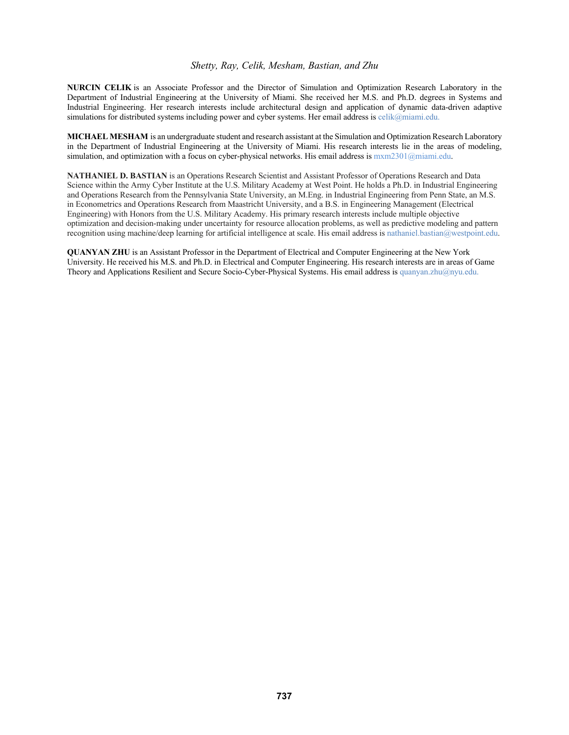**NURCIN CELIK** is an Associate Professor and the Director of Simulation and Optimization Research Laboratory in the Department of Industrial Engineering at the University of Miami. She received her M.S. and Ph.D. degrees in Systems and Industrial Engineering. Her research interests include architectural design and application of dynamic data-driven adaptive simulations for distributed systems including power and cyber systems. Her email address is celik@miami.edu.

**MICHAEL MESHAM** is an undergraduate student and research assistant at the Simulation and Optimization Research Laboratory in the Department of Industrial Engineering at the University of Miami. His research interests lie in the areas of modeling, simulation, and optimization with a focus on cyber-physical networks. His email address is mxm2301@miami.edu.

**NATHANIEL D. BASTIAN** is an Operations Research Scientist and Assistant Professor of Operations Research and Data Science within the Army Cyber Institute at the U.S. Military Academy at West Point. He holds a Ph.D. in Industrial Engineering and Operations Research from the Pennsylvania State University, an M.Eng. in Industrial Engineering from Penn State, an M.S. in Econometrics and Operations Research from Maastricht University, and a B.S. in Engineering Management (Electrical Engineering) with Honors from the U.S. Military Academy. His primary research interests include multiple objective optimization and decision-making under uncertainty for resource allocation problems, as well as predictive modeling and pattern recognition using machine/deep learning for artificial intelligence at scale. His email address is nathaniel.bastian@westpoint.edu.

**QUANYAN ZHU** is an Assistant Professor in the Department of Electrical and Computer Engineering at the New York University. He received his M.S. and Ph.D. in Electrical and Computer Engineering. His research interests are in areas of Game Theory and Applications Resilient and Secure Socio-Cyber-Physical Systems. His email address is quanyan.zhu@nyu.edu.